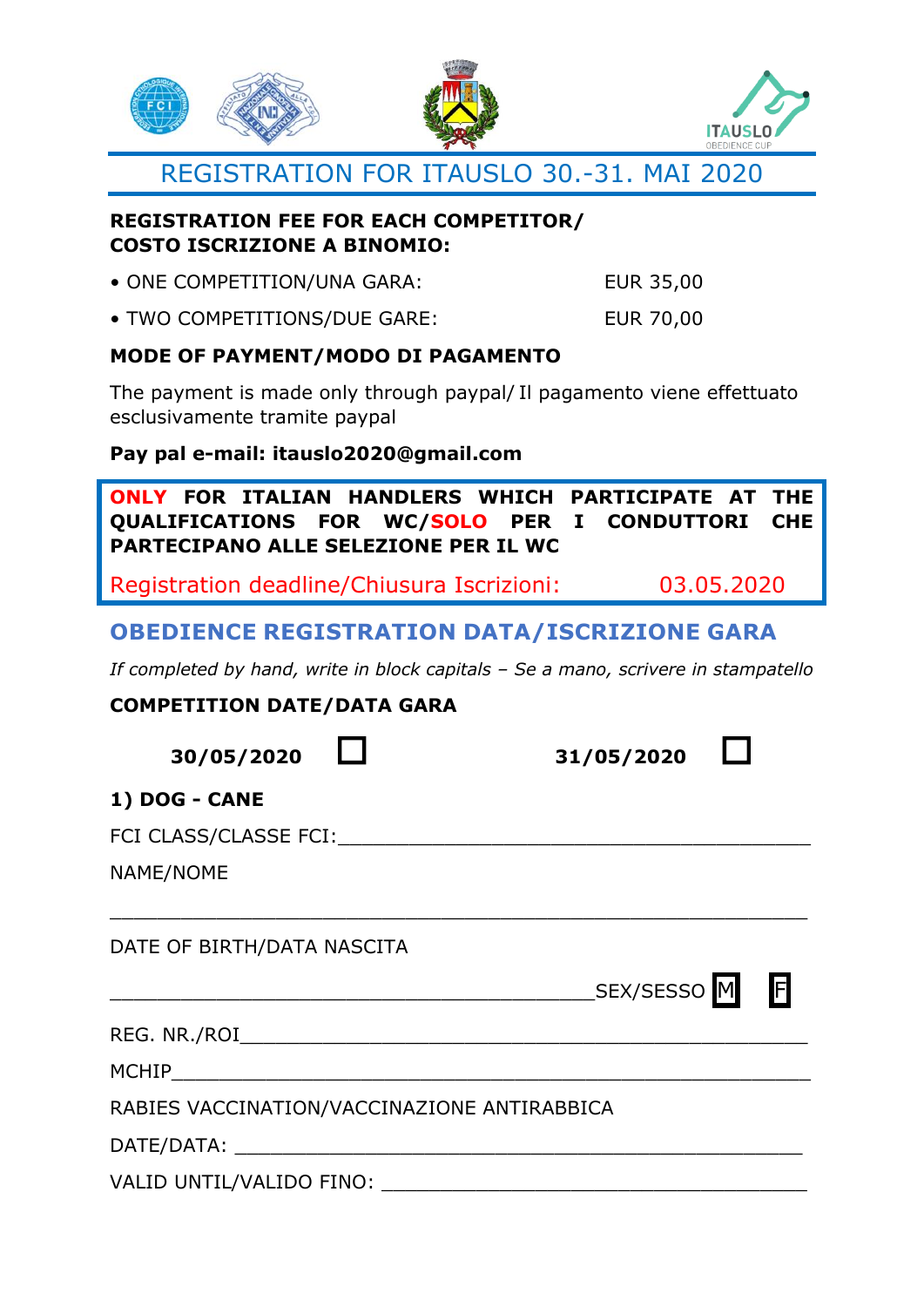# REGISTRATION FOR ITAUSLO 30.-31. MAI 2020

**REGISTRATION FEE FOR EACH COMPETITOR/ COSTO ISCRIZIONE A BINOMIO:**

- ONE COMPETITION/UNA GARA: EUR 35,00
- TWO COMPETITIONS/DUE GARE: EUR 70,00

**MODE OF PAYMENT/MODO DI PAGAMENTO**

The payment is made only through paypal/ Il pagamento viene effettuato esclusivamente tramite paypal

**Pay pal e-mail: itauslo2020@gmail.com**

**ONLY FOR ITALIAN HANDLERS WHICH PARTICIPATE AT THE QUALIFICATIONS FOR WC/SOLO PER I CONDUTTORI CHE PARTECIPANO ALLE SELEZIONE PER IL WC**

Registration deadline/Chiusura Iscrizioni: 03.05.2020

## OBEDIENCE REGISTRATION DATA/ISCRIZIONE GARA

*If completed by hand, write in block capitals – Se a mano, scrivere in stampatello*

**COMPETITION DATE/DATA GARA**

**30/05/2020** ☐ **31/05/2020** ☐

**1) DOG - CANE**

FCI CLASS/CLASSE FCI:_______________________________________

NAME/NOME

_______________________________________________________

DATE OF BIRTH/DATA NASCITA

_______________________________________ SEX/SESSO M F

REG. NR./ROI_______________________________________________

MCHIP_____________________________________________________

RABIES VACCINATION/VACCINAZIONE ANTIRABBICA

DATE/DATA: _______________________________________________

VALID UNTIL/VALIDO FINO: ___________________________________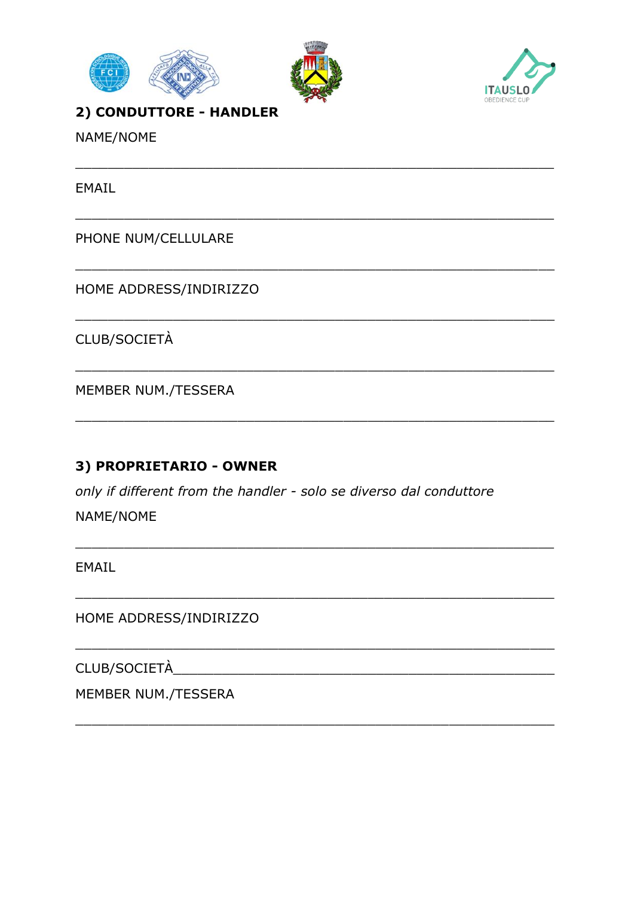## 2) CONDUTTORE - HANDLER

NAME/NOME

_______________________________________________________

EMAIL

_______________________________________________________

PHONE NUM/CELLULARE

_______________________________________________________

HOME ADDRESS/INDIRIZZO

_______________________________________________________

CLUB/SOCIETÀ

_______________________________________________________

MEMBER NUM./TESSERA

_______________________________________________________

## 3) PROPRIETARIO - OWNER

*only if different from the handler - solo se diverso dal conduttore*

NAME/NOME

_______________________________________________________

EMAIL

_______________________________________________________

HOME ADDRESS/INDIRIZZO

_______________________________________________________

CLUB/SOCIETÀ_____________________________________________

MEMBER NUM./TESSERA

_______________________________________________________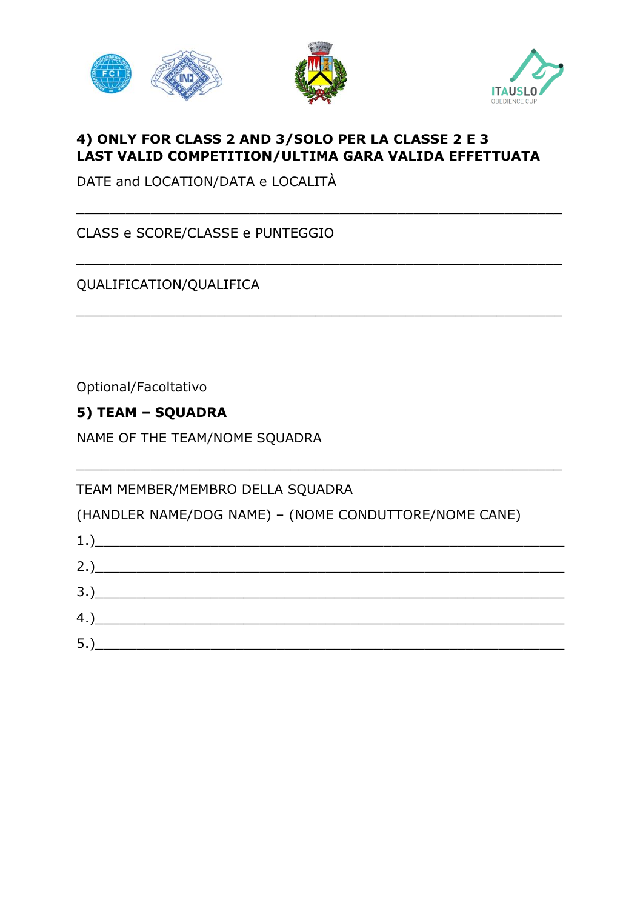**4) ONLY FOR CLASS 2 AND 3/SOLO PER LA CLASSE 2 E 3**
**LAST VALID COMPETITION/ULTIMA GARA VALIDA EFFETTUATA**

DATE and LOCATION/DATA e LOCALITÀ

_______________________________________________________

CLASSE e SCORE/CLASSE e PUNTEGGIO

_______________________________________________________

QUALIFICATION/QUALIFICA

_______________________________________________________

Optional/Facoltativo

**5) TEAM – SQUADRA**

NAME OF THE TEAM/NOME SQUADRA

_______________________________________________________

TEAM MEMBER/MEMBRO DELLA SQUADRA

(HANDLER NAME/DOG NAME) – (NOME CONDUTTORE/NOME CANE)

1.)_____________________________________________________

2.)_____________________________________________________

3.)_____________________________________________________

4.)_____________________________________________________

5.)_____________________________________________________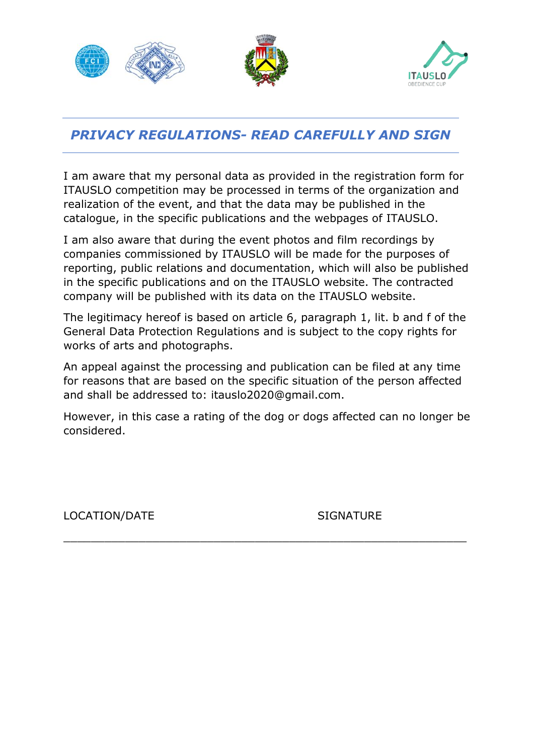## *PRIVACY REGULATIONS- READ CAREFULLY AND SIGN*

I am aware that my personal data as provided in the registration form for ITAUSLO competition may be processed in terms of the organization and realization of the event, and that the data may be published in the catalogue, in the specific publications and the webpages of ITAUSLO.

I am also aware that during the event photos and film recordings by companies commissioned by ITAUSLO will be made for the purposes of reporting, public relations and documentation, which will also be published in the specific publications and on the ITAUSLO website. The contracted company will be published with its data on the ITAUSLO website.

The legitimacy hereof is based on article 6, paragraph 1, lit. b and f of the General Data Protection Regulations and is subject to the copy rights for works of arts and photographs.

An appeal against the processing and publication can be filed at any time for reasons that are based on the specific situation of the person affected and shall be addressed to: itauslo2020@gmail.com.

However, in this case a rating of the dog or dogs affected can no longer be considered.

LOCATION/DATE SIGNATURE

_______________________________________________________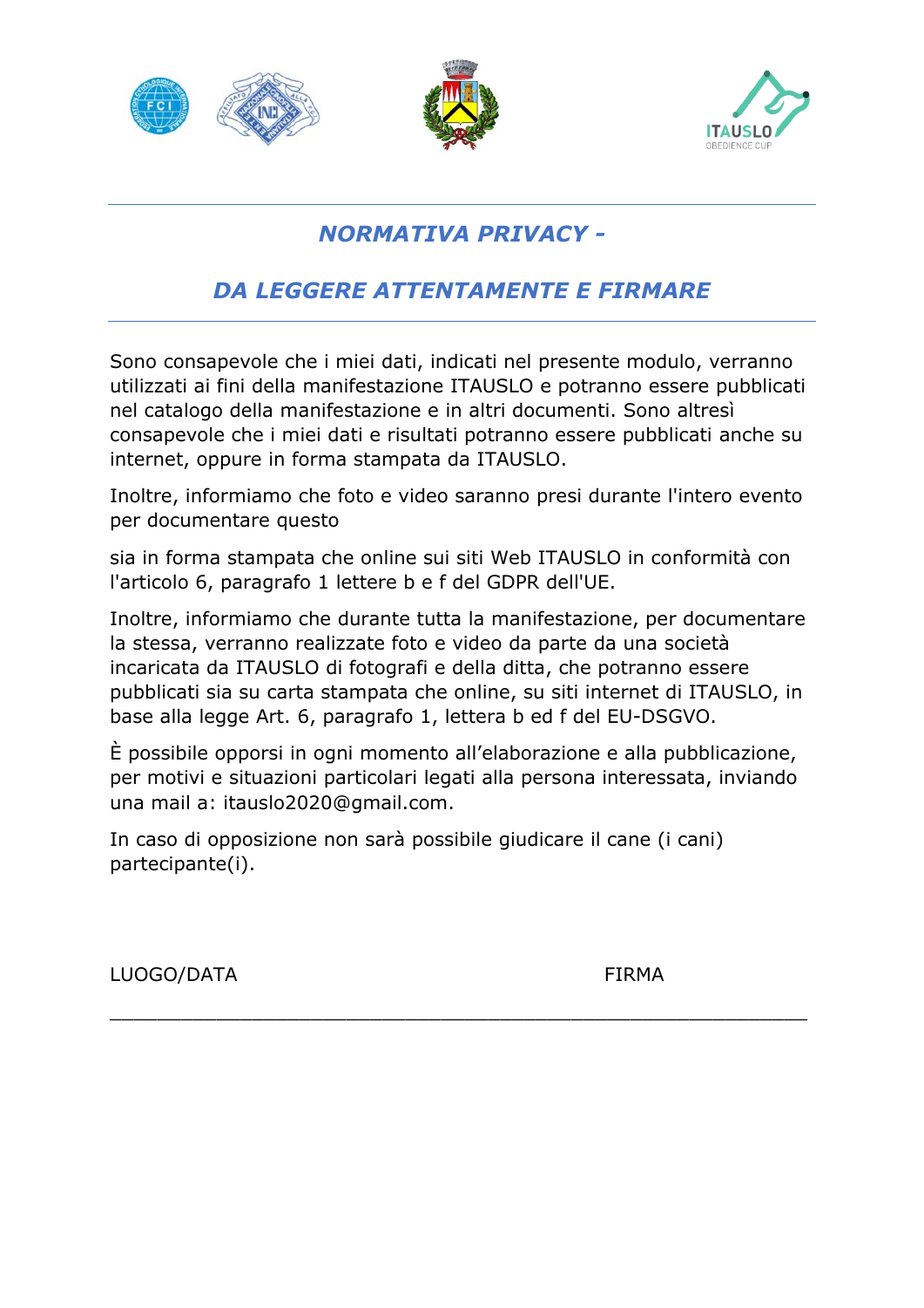## *NORMATIVA PRIVACY -*

## *DA LEGGERE ATTENTAMENTE E FIRMARE*

Sono consapevole che i miei dati, indicati nel presente modulo, verranno utilizzati ai fini della manifestazione ITAUSLO e potranno essere pubblicati nel catalogo della manifestazione e in altri documenti. Sono altresì consapevole che i miei dati e risultati potranno essere pubblicati anche su internet, oppure in forma stampata da ITAUSLO.

Inoltre, informiamo che foto e video saranno presi durante l'intero evento per documentare questo

sia in forma stampata che online sui siti Web ITAUSLO in conformità con l'articolo 6, paragrafo 1 lettere b e f del GDPR dell'UE.

Inoltre, informiamo che durante tutta la manifestazione, per documentare la stessa, verranno realizzate foto e video da parte da una società incaricata da ITAUSLO di fotografi e della ditta, che potranno essere pubblicati sia su carta stampata che online, su siti internet di ITAUSLO, in base alla legge Art. 6, paragrafo 1, lettera b ed f del EU-DSGVO.

È possibile opporsi in ogni momento all'elaborazione e alla pubblicazione, per motivi e situazioni particolari legati alla persona interessata, inviando una mail a: itauslo2020@gmail.com.

In caso di opposizione non sarà possibile giudicare il cane (i cani) partecipante(i).

LUOGO/DATA FIRMA

______________________________________________________________